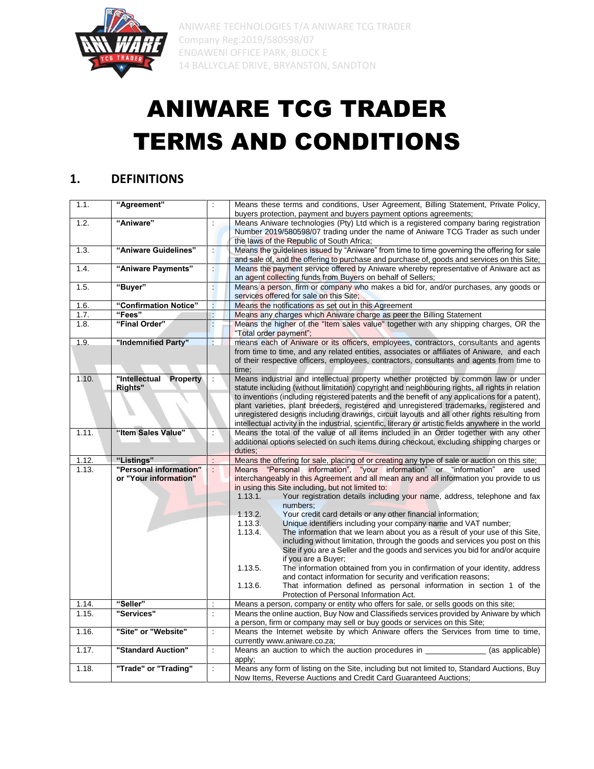ANIWARE TECHNOLOGIES T/A ANIWARE TCG TRADER
Company Reg:2019/580598/07
ENDAWENI OFFICE PARK, BLOCK E
14 BALLYCLAE DRIVE, BRYANSTON, SANDTON

# ANIWARE TCG TRADER TERMS AND CONDITIONS

## 1. DEFINITIONS

| | | | |
|---|---|---|---|
| 1.1. | **"Agreement"** | : | Means these terms and conditions, User Agreement, Billing Statement, Private Policy, buyers protection, payment and buyers payment options agreements; |
| 1.2. | **"Aniware"** | : | Means Aniware technologies (Pty) Ltd which is a registered company baring registration Number 2019/580598/07 trading under the name of Aniware TCG Trader as such under the laws of the Republic of South Africa; |
| 1.3. | **"Aniware Guidelines"** | : | Means the guidelines issued by "Aniware" from time to time governing the offering for sale and sale of, and the offering to purchase and purchase of, goods and services on this Site; |
| 1.4. | **"Aniware Payments"** | : | Means the payment service offered by Aniware whereby representative of Aniware act as an agent collecting funds from Buyers on behalf of Sellers; |
| 1.5. | **"Buyer"** | : | Means a person, firm or company who makes a bid for, and/or purchases, any goods or services offered for sale on this Site; |
| 1.6. | **"Confirmation Notice"** | : | Means the notifications as set out in this Agreement |
| 1.7. | **"Fees"** | : | Means any charges which Aniware charge as peer the Billing Statement |
| 1.8. | **"Final Order"** | : | Means the higher of the "Item sales value" together with any shipping charges, OR the "Total order payment"; |
| 1.9. | **"Indemnified Party"** | : | means each of Aniware or its officers, employees, contractors, consultants and agents from time to time, and any related entities, associates or affiliates of Aniware, and each of their respective officers, employees, contractors, consultants and agents from time to time; |
| 1.10. | **"Intellectual Property Rights"** | : | Means industrial and intellectual property whether protected by common law or under statute including (without limitation) copyright and neighbouring rights, all rights in relation to inventions (including registered patents and the benefit of any applications for a patent), plant varieties, plant breeders, registered and unregistered trademarks, registered and unregistered designs including drawings, circuit layouts and all other rights resulting from intellectual activity in the industrial, scientific, literary or artistic fields anywhere in the world |
| 1.11. | **"Item Sales Value"** | : | Means the total of the value of all items included in an Order together with any other additional options selected on such items during checkout, excluding shipping charges or duties; |
| 1.12. | **"Listings"** | : | Means the offering for sale, placing of or creating any type of sale or auction on this site; |
| 1.13. | **"Personal information" or "Your information"** | : | Means "Personal information", "your information" or "information" are used interchangeably in this Agreement and all mean any and all information you provide to us in using this Site including, but not limited to:<br>1.13.1. Your registration details including your name, address, telephone and fax numbers;<br>1.13.2. Your credit card details or any other financial information;<br>1.13.3. Unique identifiers including your company name and VAT number;<br>1.13.4. The information that we learn about you as a result of your use of this Site, including without limitation, through the goods and services you post on this Site if you are a Seller and the goods and services you bid for and/or acquire if you are a Buyer;<br>1.13.5. The information obtained from you in confirmation of your identity, address and contact information for security and verification reasons;<br>1.13.6. That information defined as personal information in section 1 of the Protection of Personal Information Act. |
| 1.14. | **"Seller"** | : | Means a person, company or entity who offers for sale, or sells goods on this site; |
| 1.15. | **"Services"** | : | Means the online auction, Buy Now and Classifieds services provided by Aniware by which a person, firm or company may sell or buy goods or services on this Site; |
| 1.16. | **"Site" or "Website"** | : | Means the Internet website by which Aniware offers the Services from time to time, currently www.aniware.co.za; |
| 1.17. | **"Standard Auction"** | : | Means an auction to which the auction procedures in _____________ (as applicable) apply; |
| 1.18. | **"Trade" or "Trading"** | : | Means any form of listing on the Site, including but not limited to, Standard Auctions, Buy Now Items, Reverse Auctions and Credit Card Guaranteed Auctions; |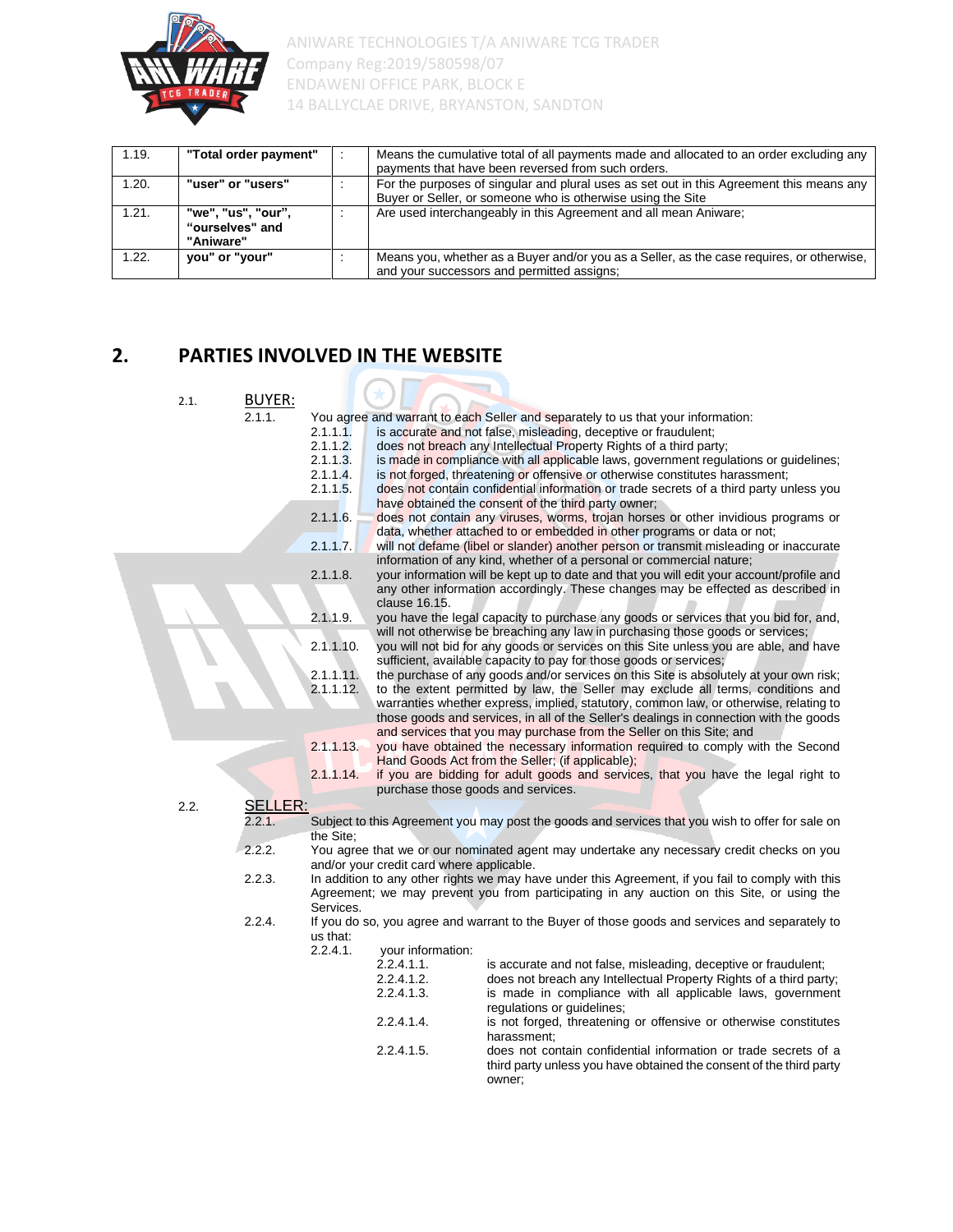| 1.19. | "Total order payment" | : | Means the cumulative total of all payments made and allocated to an order excluding any payments that have been reversed from such orders. |
|---|---|---|---|
| 1.20. | "user" or "users" | : | For the purposes of singular and plural uses as set out in this Agreement this means any Buyer or Seller, or someone who is otherwise using the Site |
| 1.21. | "we", "us", "our", "ourselves" and "Aniware" | : | Are used interchangeably in this Agreement and all mean Aniware; |
| 1.22. | you" or "your" | : | Means you, whether as a Buyer and/or you as a Seller, as the case requires, or otherwise, and your successors and permitted assigns; |

## 2. PARTIES INVOLVED IN THE WEBSITE

2.1. BUYER:

2.1.1. You agree and warrant to each Seller and separately to us that your information:

2.1.1.1. is accurate and not false, misleading, deceptive or fraudulent;

2.1.1.2. does not breach any Intellectual Property Rights of a third party;

2.1.1.3. is made in compliance with all applicable laws, government regulations or guidelines;

2.1.1.4. is not forged, threatening or offensive or otherwise constitutes harassment;

2.1.1.5. does not contain confidential information or trade secrets of a third party unless you have obtained the consent of the third party owner;

2.1.1.6. does not contain any viruses, worms, trojan horses or other invidious programs or data, whether attached to or embedded in other programs or data or not;

2.1.1.7. will not defame (libel or slander) another person or transmit misleading or inaccurate information of any kind, whether of a personal or commercial nature;

2.1.1.8. your information will be kept up to date and that you will edit your account/profile and any other information accordingly. These changes may be effected as described in clause 16.15.

2.1.1.9. you have the legal capacity to purchase any goods or services that you bid for, and, will not otherwise be breaching any law in purchasing those goods or services;

2.1.1.10. you will not bid for any goods or services on this Site unless you are able, and have sufficient, available capacity to pay for those goods or services;

2.1.1.11. the purchase of any goods and/or services on this Site is absolutely at your own risk;

2.1.1.12. to the extent permitted by law, the Seller may exclude all terms, conditions and warranties whether express, implied, statutory, common law, or otherwise, relating to those goods and services, in all of the Seller's dealings in connection with the goods and services that you may purchase from the Seller on this Site; and

2.1.1.13. you have obtained the necessary information required to comply with the Second Hand Goods Act from the Seller; (if applicable);

2.1.1.14. if you are bidding for adult goods and services, that you have the legal right to purchase those goods and services.

2.2. SELLER:

2.2.1. Subject to this Agreement you may post the goods and services that you wish to offer for sale on the Site;

2.2.2. You agree that we or our nominated agent may undertake any necessary credit checks on you and/or your credit card where applicable.

2.2.3. In addition to any other rights we may have under this Agreement, if you fail to comply with this Agreement; we may prevent you from participating in any auction on this Site, or using the Services.

2.2.4. If you do so, you agree and warrant to the Buyer of those goods and services and separately to us that:

2.2.4.1. your information:

2.2.4.1.1. is accurate and not false, misleading, deceptive or fraudulent;

2.2.4.1.2. does not breach any Intellectual Property Rights of a third party;

2.2.4.1.3. is made in compliance with all applicable laws, government regulations or guidelines;

2.2.4.1.4. is not forged, threatening or offensive or otherwise constitutes harassment;

2.2.4.1.5. does not contain confidential information or trade secrets of a third party unless you have obtained the consent of the third party owner;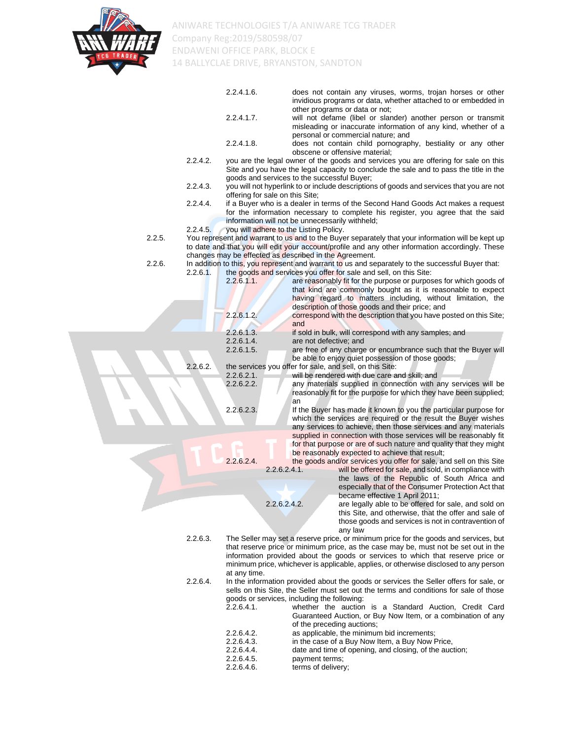2.2.4.1.6. does not contain any viruses, worms, trojan horses or other invidious programs or data, whether attached to or embedded in other programs or data or not;

2.2.4.1.7. will not defame (libel or slander) another person or transmit misleading or inaccurate information of any kind, whether of a personal or commercial nature; and

2.2.4.1.8. does not contain child pornography, bestiality or any other obscene or offensive material;

2.2.4.2. you are the legal owner of the goods and services you are offering for sale on this Site and you have the legal capacity to conclude the sale and to pass the title in the goods and services to the successful Buyer;

2.2.4.3. you will not hyperlink to or include descriptions of goods and services that you are not offering for sale on this Site;

2.2.4.4. if a Buyer who is a dealer in terms of the Second Hand Goods Act makes a request for the information necessary to complete his register, you agree that the said information will not be unnecessarily withheld;

2.2.4.5. you will adhere to the Listing Policy.

2.2.5. You represent and warrant to us and to the Buyer separately that your information will be kept up to date and that you will edit your account/profile and any other information accordingly. These changes may be effected as described in the Agreement.

2.2.6. In addition to this, you represent and warrant to us and separately to the successful Buyer that:

2.2.6.1. the goods and services you offer for sale and sell, on this Site:

2.2.6.1.1. are reasonably fit for the purpose or purposes for which goods of that kind are commonly bought as it is reasonable to expect having regard to matters including, without limitation, the description of those goods and their price; and

2.2.6.1.2. correspond with the description that you have posted on this Site; and

2.2.6.1.3. if sold in bulk, will correspond with any samples; and

2.2.6.1.4. are not defective; and

2.2.6.1.5. are free of any charge or encumbrance such that the Buyer will be able to enjoy quiet possession of those goods;

2.2.6.2. the services you offer for sale, and sell, on this Site:

2.2.6.2.1. will be rendered with due care and skill; and

2.2.6.2.2. any materials supplied in connection with any services will be reasonably fit for the purpose for which they have been supplied; an

2.2.6.2.3. If the Buyer has made it known to you the particular purpose for which the services are required or the result the Buyer wishes any services to achieve, then those services and any materials supplied in connection with those services will be reasonably fit for that purpose or are of such nature and quality that they might be reasonably expected to achieve that result;

2.2.6.2.4. the goods and/or services you offer for sale, and sell on this Site

2.2.6.2.4.1. will be offered for sale, and sold, in compliance with the laws of the Republic of South Africa and especially that of the Consumer Protection Act that became effective 1 April 2011;

2.2.6.2.4.2. are legally able to be offered for sale, and sold on this Site, and otherwise, that the offer and sale of those goods and services is not in contravention of any law

2.2.6.3. The Seller may set a reserve price, or minimum price for the goods and services, but that reserve price or minimum price, as the case may be, must not be set out in the information provided about the goods or services to which that reserve price or minimum price, whichever is applicable, applies, or otherwise disclosed to any person at any time.

2.2.6.4. In the information provided about the goods or services the Seller offers for sale, or sells on this Site, the Seller must set out the terms and conditions for sale of those goods or services, including the following:

2.2.6.4.1. whether the auction is a Standard Auction, Credit Card Guaranteed Auction, or Buy Now Item, or a combination of any of the preceding auctions;

2.2.6.4.2. as applicable, the minimum bid increments;

2.2.6.4.3. in the case of a Buy Now Item, a Buy Now Price,

2.2.6.4.4. date and time of opening, and closing, of the auction;

2.2.6.4.5. payment terms;

2.2.6.4.6. terms of delivery;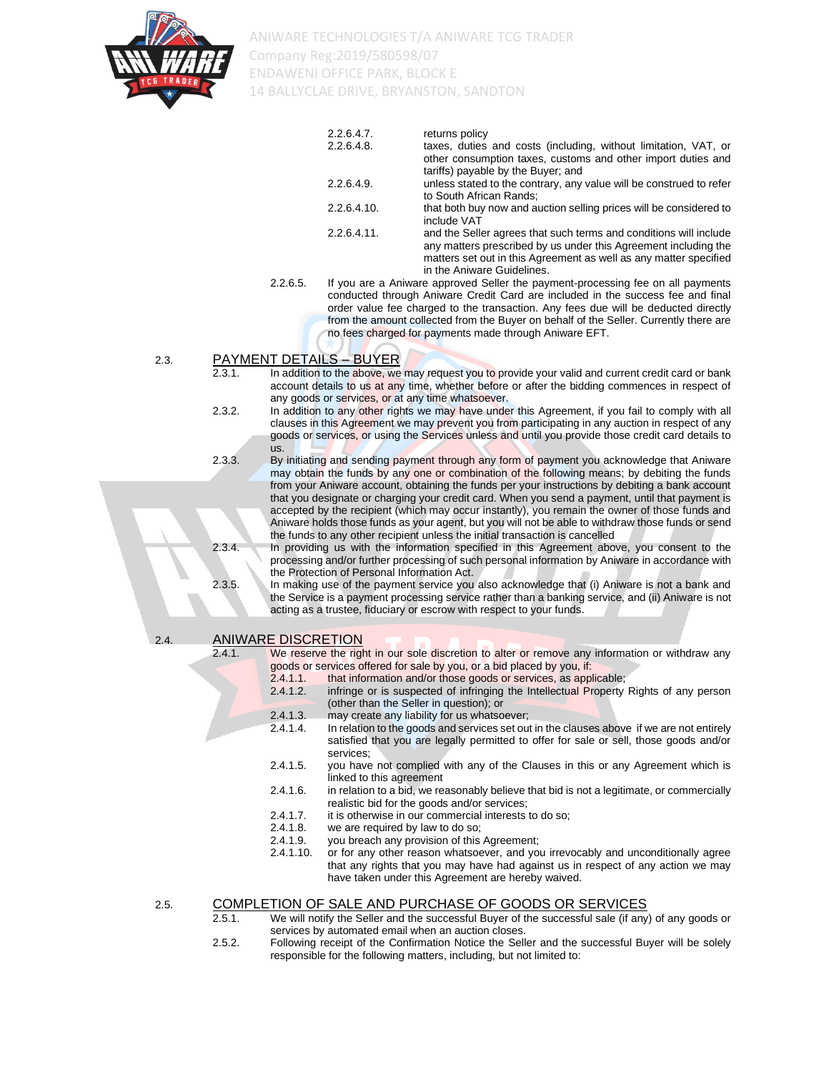2.2.6.4.7. returns policy

2.2.6.4.8. taxes, duties and costs (including, without limitation, VAT, or other consumption taxes, customs and other import duties and tariffs) payable by the Buyer; and

2.2.6.4.9. unless stated to the contrary, any value will be construed to refer to South African Rands;

2.2.6.4.10. that both buy now and auction selling prices will be considered to include VAT

2.2.6.4.11. and the Seller agrees that such terms and conditions will include any matters prescribed by us under this Agreement including the matters set out in this Agreement as well as any matter specified in the Aniware Guidelines.

2.2.6.5. If you are a Aniware approved Seller the payment-processing fee on all payments conducted through Aniware Credit Card are included in the success fee and final order value fee charged to the transaction. Any fees due will be deducted directly from the amount collected from the Buyer on behalf of the Seller. Currently there are no fees charged for payments made through Aniware EFT.

## 2.3. PAYMENT DETAILS – BUYER

2.3.1. In addition to the above, we may request you to provide your valid and current credit card or bank account details to us at any time, whether before or after the bidding commences in respect of any goods or services, or at any time whatsoever.

2.3.2. In addition to any other rights we may have under this Agreement, if you fail to comply with all clauses in this Agreement we may prevent you from participating in any auction in respect of any goods or services, or using the Services unless and until you provide those credit card details to us.

2.3.3. By initiating and sending payment through any form of payment you acknowledge that Aniware may obtain the funds by any one or combination of the following means; by debiting the funds from your Aniware account, obtaining the funds per your instructions by debiting a bank account that you designate or charging your credit card. When you send a payment, until that payment is accepted by the recipient (which may occur instantly), you remain the owner of those funds and Aniware holds those funds as your agent, but you will not be able to withdraw those funds or send the funds to any other recipient unless the initial transaction is cancelled

2.3.4. In providing us with the information specified in this Agreement above, you consent to the processing and/or further processing of such personal information by Aniware in accordance with the Protection of Personal Information Act.

2.3.5. In making use of the payment service you also acknowledge that (i) Aniware is not a bank and the Service is a payment processing service rather than a banking service, and (ii) Aniware is not acting as a trustee, fiduciary or escrow with respect to your funds.

## 2.4. ANIWARE DISCRETION

2.4.1. We reserve the right in our sole discretion to alter or remove any information or withdraw any goods or services offered for sale by you, or a bid placed by you, if:

2.4.1.1. that information and/or those goods or services, as applicable;

2.4.1.2. infringe or is suspected of infringing the Intellectual Property Rights of any person (other than the Seller in question); or

2.4.1.3. may create any liability for us whatsoever;

2.4.1.4. In relation to the goods and services set out in the clauses above if we are not entirely satisfied that you are legally permitted to offer for sale or sell, those goods and/or services;

2.4.1.5. you have not complied with any of the Clauses in this or any Agreement which is linked to this agreement

2.4.1.6. in relation to a bid, we reasonably believe that bid is not a legitimate, or commercially realistic bid for the goods and/or services;

2.4.1.7. it is otherwise in our commercial interests to do so;

2.4.1.8. we are required by law to do so;

2.4.1.9. you breach any provision of this Agreement;

2.4.1.10. or for any other reason whatsoever, and you irrevocably and unconditionally agree that any rights that you may have had against us in respect of any action we may have taken under this Agreement are hereby waived.

## 2.5. COMPLETION OF SALE AND PURCHASE OF GOODS OR SERVICES

2.5.1. We will notify the Seller and the successful Buyer of the successful sale (if any) of any goods or services by automated email when an auction closes.

2.5.2. Following receipt of the Confirmation Notice the Seller and the successful Buyer will be solely responsible for the following matters, including, but not limited to: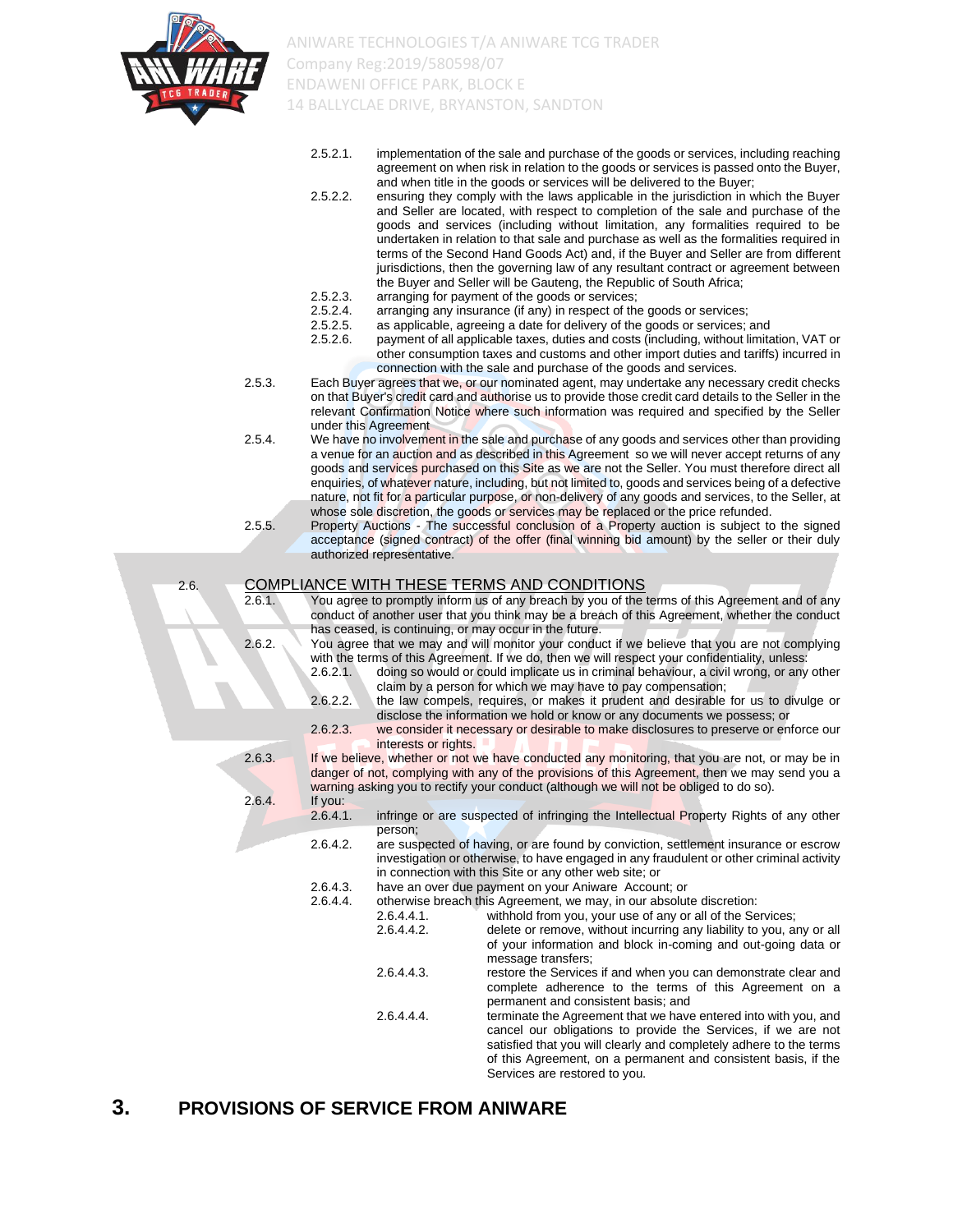2.5.2.1. implementation of the sale and purchase of the goods or services, including reaching agreement on when risk in relation to the goods or services is passed onto the Buyer, and when title in the goods or services will be delivered to the Buyer;

2.5.2.2. ensuring they comply with the laws applicable in the jurisdiction in which the Buyer and Seller are located, with respect to completion of the sale and purchase of the goods and services (including without limitation, any formalities required to be undertaken in relation to that sale and purchase as well as the formalities required in terms of the Second Hand Goods Act) and, if the Buyer and Seller are from different jurisdictions, then the governing law of any resultant contract or agreement between the Buyer and Seller will be Gauteng, the Republic of South Africa;

2.5.2.3. arranging for payment of the goods or services;

2.5.2.4. arranging any insurance (if any) in respect of the goods or services;

2.5.2.5. as applicable, agreeing a date for delivery of the goods or services; and

2.5.2.6. payment of all applicable taxes, duties and costs (including, without limitation, VAT or other consumption taxes and customs and other import duties and tariffs) incurred in connection with the sale and purchase of the goods and services.

2.5.3. Each Buyer agrees that we, or our nominated agent, may undertake any necessary credit checks on that Buyer's credit card and authorise us to provide those credit card details to the Seller in the relevant Confirmation Notice where such information was required and specified by the Seller under this Agreement

2.5.4. We have no involvement in the sale and purchase of any goods and services other than providing a venue for an auction and as described in this Agreement so we will never accept returns of any goods and services purchased on this Site as we are not the Seller. You must therefore direct all enquiries, of whatever nature, including, but not limited to, goods and services being of a defective nature, not fit for a particular purpose, or non-delivery of any goods and services, to the Seller, at whose sole discretion, the goods or services may be replaced or the price refunded.

2.5.5. Property Auctions - The successful conclusion of a Property auction is subject to the signed acceptance (signed contract) of the offer (final winning bid amount) by the seller or their duly authorized representative.

## 2.6. COMPLIANCE WITH THESE TERMS AND CONDITIONS

2.6.1. You agree to promptly inform us of any breach by you of the terms of this Agreement and of any conduct of another user that you think may be a breach of this Agreement, whether the conduct has ceased, is continuing, or may occur in the future.

2.6.2. You agree that we may and will monitor your conduct if we believe that you are not complying with the terms of this Agreement. If we do, then we will respect your confidentiality, unless:

2.6.2.1. doing so would or could implicate us in criminal behaviour, a civil wrong, or any other claim by a person for which we may have to pay compensation;

2.6.2.2. the law compels, requires, or makes it prudent and desirable for us to divulge or disclose the information we hold or know or any documents we possess; or

2.6.2.3. we consider it necessary or desirable to make disclosures to preserve or enforce our interests or rights.

2.6.3. If we believe, whether or not we have conducted any monitoring, that you are not, or may be in danger of not, complying with any of the provisions of this Agreement, then we may send you a warning asking you to rectify your conduct (although we will not be obliged to do so).

2.6.4. If you:

2.6.4.1. infringe or are suspected of infringing the Intellectual Property Rights of any other person;

2.6.4.2. are suspected of having, or are found by conviction, settlement insurance or escrow investigation or otherwise, to have engaged in any fraudulent or other criminal activity in connection with this Site or any other web site; or

2.6.4.3. have an over due payment on your Aniware Account; or

2.6.4.4. otherwise breach this Agreement, we may, in our absolute discretion:

2.6.4.4.1. withhold from you, your use of any or all of the Services;

2.6.4.4.2. delete or remove, without incurring any liability to you, any or all of your information and block in-coming and out-going data or message transfers;

2.6.4.4.3. restore the Services if and when you can demonstrate clear and complete adherence to the terms of this Agreement on a permanent and consistent basis; and

2.6.4.4.4. terminate the Agreement that we have entered into with you, and cancel our obligations to provide the Services, if we are not satisfied that you will clearly and completely adhere to the terms of this Agreement, on a permanent and consistent basis, if the Services are restored to you.

# 3. PROVISIONS OF SERVICE FROM ANIWARE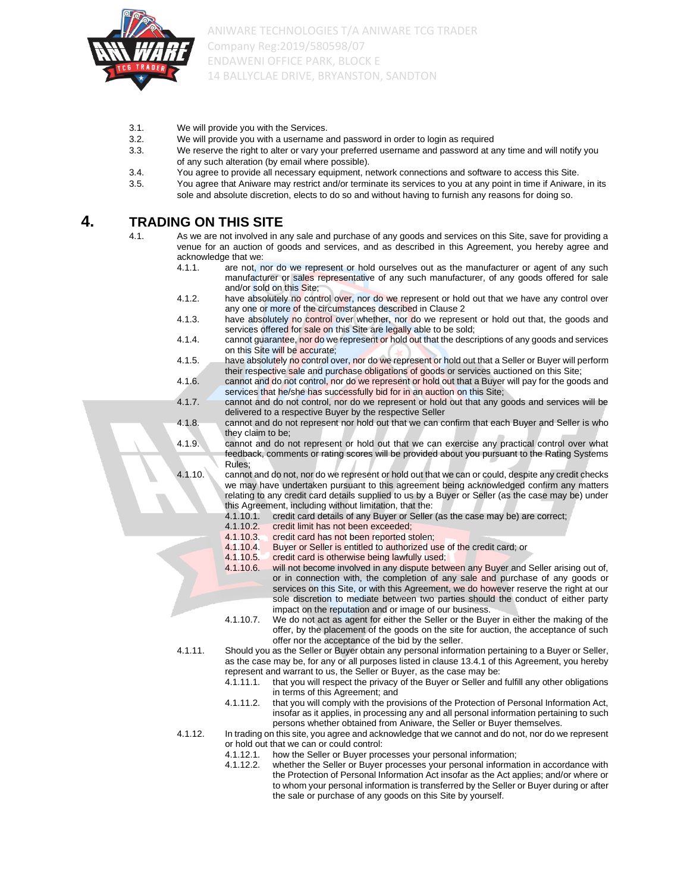3.1. We will provide you with the Services.

3.2. We will provide you with a username and password in order to login as required

3.3. We reserve the right to alter or vary your preferred username and password at any time and will notify you of any such alteration (by email where possible).

3.4. You agree to provide all necessary equipment, network connections and software to access this Site.

3.5. You agree that Aniware may restrict and/or terminate its services to you at any point in time if Aniware, in its sole and absolute discretion, elects to do so and without having to furnish any reasons for doing so.

# 4. TRADING ON THIS SITE

4.1. As we are not involved in any sale and purchase of any goods and services on this Site, save for providing a venue for an auction of goods and services, and as described in this Agreement, you hereby agree and acknowledge that we:

4.1.1. are not, nor do we represent or hold ourselves out as the manufacturer or agent of any such manufacturer or sales representative of any such manufacturer, of any goods offered for sale and/or sold on this Site;

4.1.2. have absolutely no control over, nor do we represent or hold out that we have any control over any one or more of the circumstances described in Clause 2

4.1.3. have absolutely no control over whether, nor do we represent or hold out that, the goods and services offered for sale on this Site are legally able to be sold;

4.1.4. cannot guarantee, nor do we represent or hold out that the descriptions of any goods and services on this Site will be accurate;

4.1.5. have absolutely no control over, nor do we represent or hold out that a Seller or Buyer will perform their respective sale and purchase obligations of goods or services auctioned on this Site;

4.1.6. cannot and do not control, nor do we represent or hold out that a Buyer will pay for the goods and services that he/she has successfully bid for in an auction on this Site;

4.1.7. cannot and do not control, nor do we represent or hold out that any goods and services will be delivered to a respective Buyer by the respective Seller

4.1.8. cannot and do not represent nor hold out that we can confirm that each Buyer and Seller is who they claim to be;

4.1.9. cannot and do not represent or hold out that we can exercise any practical control over what feedback, comments or rating scores will be provided about you pursuant to the Rating Systems Rules;

4.1.10. cannot and do not, nor do we represent or hold out that we can or could, despite any credit checks we may have undertaken pursuant to this agreement being acknowledged confirm any matters relating to any credit card details supplied to us by a Buyer or Seller (as the case may be) under this Agreement, including without limitation, that the:

4.1.10.1. credit card details of any Buyer or Seller (as the case may be) are correct;

4.1.10.2. credit limit has not been exceeded;

4.1.10.3. credit card has not been reported stolen;

4.1.10.4. Buyer or Seller is entitled to authorized use of the credit card; or

4.1.10.5. credit card is otherwise being lawfully used;

4.1.10.6. will not become involved in any dispute between any Buyer and Seller arising out of, or in connection with, the completion of any sale and purchase of any goods or services on this Site, or with this Agreement, we do however reserve the right at our sole discretion to mediate between two parties should the conduct of either party impact on the reputation and or image of our business.

4.1.10.7. We do not act as agent for either the Seller or the Buyer in either the making of the offer, by the placement of the goods on the site for auction, the acceptance of such offer nor the acceptance of the bid by the seller.

4.1.11. Should you as the Seller or Buyer obtain any personal information pertaining to a Buyer or Seller, as the case may be, for any or all purposes listed in clause 13.4.1 of this Agreement, you hereby represent and warrant to us, the Seller or Buyer, as the case may be:

4.1.11.1. that you will respect the privacy of the Buyer or Seller and fulfill any other obligations in terms of this Agreement; and

4.1.11.2. that you will comply with the provisions of the Protection of Personal Information Act, insofar as it applies, in processing any and all personal information pertaining to such persons whether obtained from Aniware, the Seller or Buyer themselves.

4.1.12. In trading on this site, you agree and acknowledge that we cannot and do not, nor do we represent or hold out that we can or could control:

4.1.12.1. how the Seller or Buyer processes your personal information;

4.1.12.2. whether the Seller or Buyer processes your personal information in accordance with the Protection of Personal Information Act insofar as the Act applies; and/or where or to whom your personal information is transferred by the Seller or Buyer during or after the sale or purchase of any goods on this Site by yourself.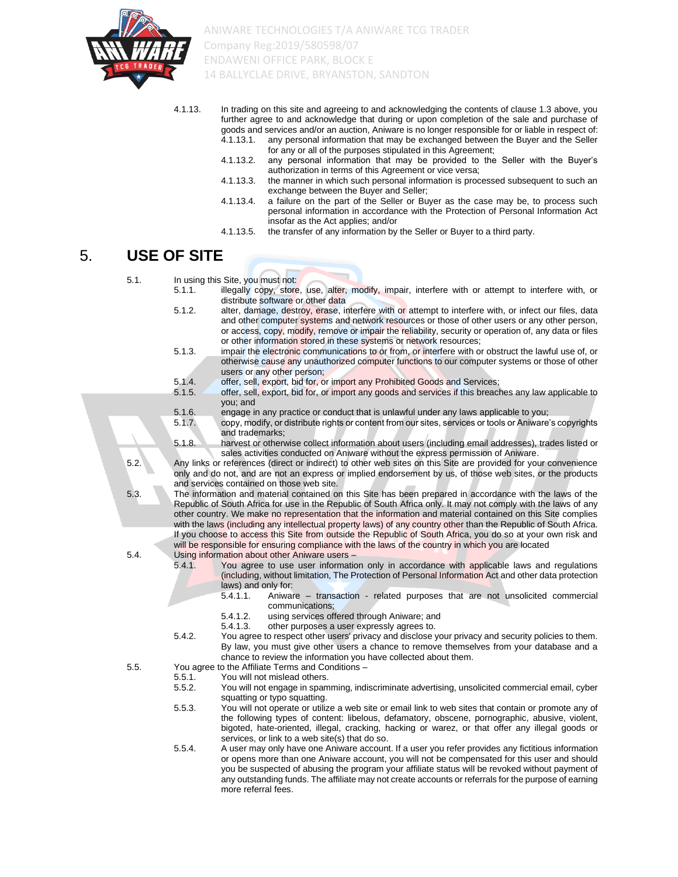4.1.13. In trading on this site and agreeing to and acknowledging the contents of clause 1.3 above, you further agree to and acknowledge that during or upon completion of the sale and purchase of goods and services and/or an auction, Aniware is no longer responsible for or liable in respect of:

- 4.1.13.1. any personal information that may be exchanged between the Buyer and the Seller for any or all of the purposes stipulated in this Agreement;
- 4.1.13.2. any personal information that may be provided to the Seller with the Buyer's authorization in terms of this Agreement or vice versa;
- 4.1.13.3. the manner in which such personal information is processed subsequent to such an exchange between the Buyer and Seller;
- 4.1.13.4. a failure on the part of the Seller or Buyer as the case may be, to process such personal information in accordance with the Protection of Personal Information Act insofar as the Act applies; and/or
- 4.1.13.5. the transfer of any information by the Seller or Buyer to a third party.

# 5. USE OF SITE

5.1. In using this Site, you must not:

- 5.1.1. illegally copy, store, use, alter, modify, impair, interfere with or attempt to interfere with, or distribute software or other data
- 5.1.2. alter, damage, destroy, erase, interfere with or attempt to interfere with, or infect our files, data and other computer systems and network resources or those of other users or any other person, or access, copy, modify, remove or impair the reliability, security or operation of, any data or files or other information stored in these systems or network resources;
- 5.1.3. impair the electronic communications to or from, or interfere with or obstruct the lawful use of, or otherwise cause any unauthorized computer functions to our computer systems or those of other users or any other person;
- 5.1.4. offer, sell, export, bid for, or import any Prohibited Goods and Services;
- 5.1.5. offer, sell, export, bid for, or import any goods and services if this breaches any law applicable to you; and
- 5.1.6. engage in any practice or conduct that is unlawful under any laws applicable to you;
- 5.1.7. copy, modify, or distribute rights or content from our sites, services or tools or Aniware's copyrights and trademarks;
- 5.1.8. harvest or otherwise collect information about users (including email addresses), trades listed or sales activities conducted on Aniware without the express permission of Aniware.

5.2. Any links or references (direct or indirect) to other web sites on this Site are provided for your convenience only and do not, and are not an express or implied endorsement by us, of those web sites, or the products and services contained on those web site.

5.3. The information and material contained on this Site has been prepared in accordance with the laws of the Republic of South Africa for use in the Republic of South Africa only. It may not comply with the laws of any other country. We make no representation that the information and material contained on this Site complies with the laws (including any intellectual property laws) of any country other than the Republic of South Africa. If you choose to access this Site from outside the Republic of South Africa, you do so at your own risk and will be responsible for ensuring compliance with the laws of the country in which you are located

5.4. Using information about other Aniware users –

- 5.4.1. You agree to use user information only in accordance with applicable laws and regulations (including, without limitation, The Protection of Personal Information Act and other data protection laws) and only for:
  - 5.4.1.1. Aniware – transaction - related purposes that are not unsolicited commercial communications;
  - 5.4.1.2. using services offered through Aniware; and
  - 5.4.1.3. other purposes a user expressly agrees to.
- 5.4.2. You agree to respect other users' privacy and disclose your privacy and security policies to them. By law, you must give other users a chance to remove themselves from your database and a chance to review the information you have collected about them.

5.5. You agree to the Affiliate Terms and Conditions –

- 5.5.1. You will not mislead others.
- 5.5.2. You will not engage in spamming, indiscriminate advertising, unsolicited commercial email, cyber squatting or typo squatting.
- 5.5.3. You will not operate or utilize a web site or email link to web sites that contain or promote any of the following types of content: libelous, defamatory, obscene, pornographic, abusive, violent, bigoted, hate-oriented, illegal, cracking, hacking or warez, or that offer any illegal goods or services, or link to a web site(s) that do so.
- 5.5.4. A user may only have one Aniware account. If a user you refer provides any fictitious information or opens more than one Aniware account, you will not be compensated for this user and should you be suspected of abusing the program your affiliate status will be revoked without payment of any outstanding funds. The affiliate may not create accounts or referrals for the purpose of earning more referral fees.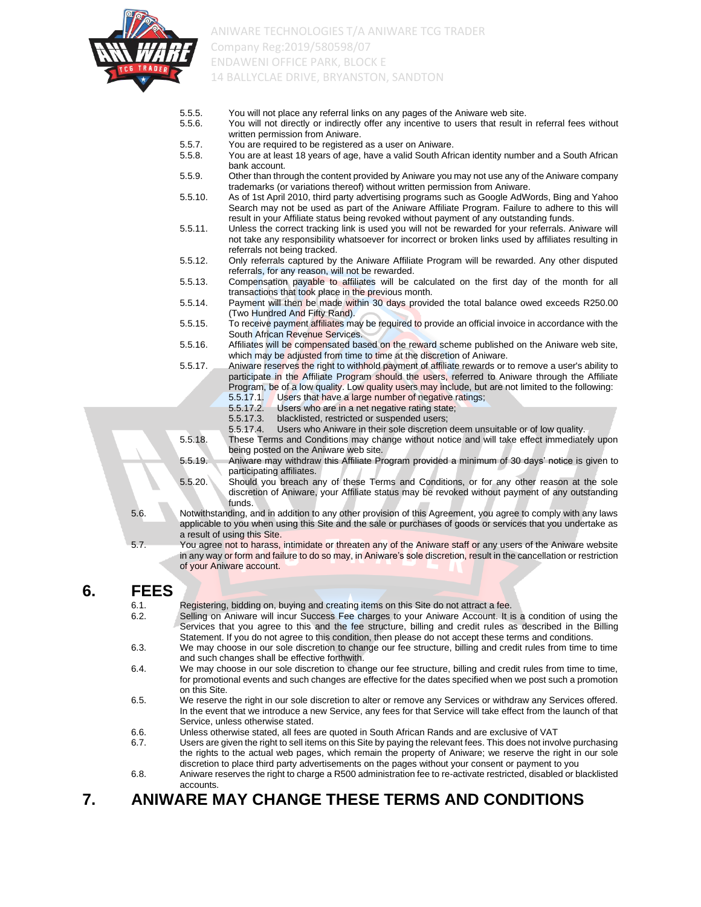5.5.5. You will not place any referral links on any pages of the Aniware web site.

5.5.6. You will not directly or indirectly offer any incentive to users that result in referral fees without written permission from Aniware.

5.5.7. You are required to be registered as a user on Aniware.

5.5.8. You are at least 18 years of age, have a valid South African identity number and a South African bank account.

5.5.9. Other than through the content provided by Aniware you may not use any of the Aniware company trademarks (or variations thereof) without written permission from Aniware.

5.5.10. As of 1st April 2010, third party advertising programs such as Google AdWords, Bing and Yahoo Search may not be used as part of the Aniware Affiliate Program. Failure to adhere to this will result in your Affiliate status being revoked without payment of any outstanding funds.

5.5.11. Unless the correct tracking link is used you will not be rewarded for your referrals. Aniware will not take any responsibility whatsoever for incorrect or broken links used by affiliates resulting in referrals not being tracked.

5.5.12. Only referrals captured by the Aniware Affiliate Program will be rewarded. Any other disputed referrals, for any reason, will not be rewarded.

5.5.13. Compensation payable to affiliates will be calculated on the first day of the month for all transactions that took place in the previous month.

5.5.14. Payment will then be made within 30 days provided the total balance owed exceeds R250.00 (Two Hundred And Fifty Rand).

5.5.15. To receive payment affiliates may be required to provide an official invoice in accordance with the South African Revenue Services.

5.5.16. Affiliates will be compensated based on the reward scheme published on the Aniware web site, which may be adjusted from time to time at the discretion of Aniware.

5.5.17. Aniware reserves the right to withhold payment of affiliate rewards or to remove a user's ability to participate in the Affiliate Program should the users, referred to Aniware through the Affiliate Program, be of a low quality. Low quality users may include, but are not limited to the following:

5.5.17.1. Users that have a large number of negative ratings;

5.5.17.2. Users who are in a net negative rating state;

5.5.17.3. blacklisted, restricted or suspended users;

5.5.17.4. Users who Aniware in their sole discretion deem unsuitable or of low quality.

5.5.18. These Terms and Conditions may change without notice and will take effect immediately upon being posted on the Aniware web site.

5.5.19. Aniware may withdraw this Affiliate Program provided a minimum of 30 days' notice is given to participating affiliates.

5.5.20. Should you breach any of these Terms and Conditions, or for any other reason at the sole discretion of Aniware, your Affiliate status may be revoked without payment of any outstanding funds.

5.6. Notwithstanding, and in addition to any other provision of this Agreement, you agree to comply with any laws applicable to you when using this Site and the sale or purchases of goods or services that you undertake as a result of using this Site.

5.7. You agree not to harass, intimidate or threaten any of the Aniware staff or any users of the Aniware website in any way or form and failure to do so may, in Aniware's sole discretion, result in the cancellation or restriction of your Aniware account.

# 6. FEES

6.1. Registering, bidding on, buying and creating items on this Site do not attract a fee.

6.2. Selling on Aniware will incur Success Fee charges to your Aniware Account. It is a condition of using the Services that you agree to this and the fee structure, billing and credit rules as described in the Billing Statement. If you do not agree to this condition, then please do not accept these terms and conditions.

6.3. We may choose in our sole discretion to change our fee structure, billing and credit rules from time to time and such changes shall be effective forthwith.

6.4. We may choose in our sole discretion to change our fee structure, billing and credit rules from time to time, for promotional events and such changes are effective for the dates specified when we post such a promotion on this Site.

6.5. We reserve the right in our sole discretion to alter or remove any Services or withdraw any Services offered. In the event that we introduce a new Service, any fees for that Service will take effect from the launch of that Service, unless otherwise stated.

6.6. Unless otherwise stated, all fees are quoted in South African Rands and are exclusive of VAT

6.7. Users are given the right to sell items on this Site by paying the relevant fees. This does not involve purchasing the rights to the actual web pages, which remain the property of Aniware; we reserve the right in our sole discretion to place third party advertisements on the pages without your consent or payment to you

6.8. Aniware reserves the right to charge a R500 administration fee to re-activate restricted, disabled or blacklisted accounts.

# 7. ANIWARE MAY CHANGE THESE TERMS AND CONDITIONS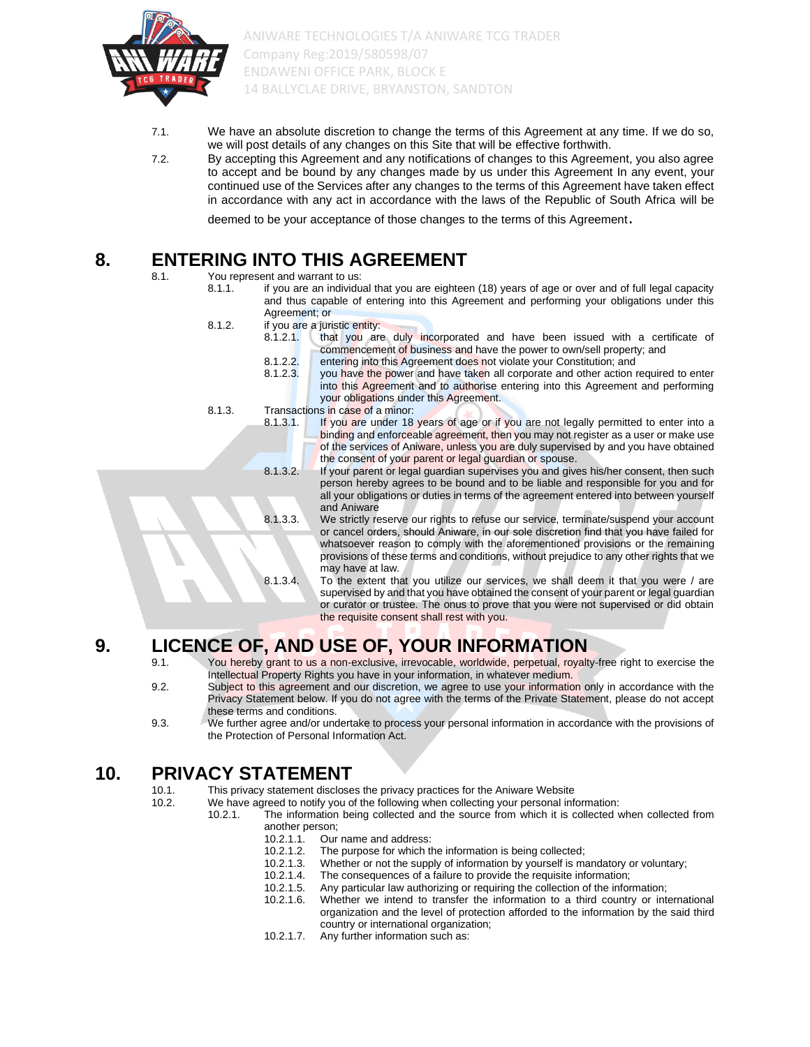7.1. We have an absolute discretion to change the terms of this Agreement at any time. If we do so, we will post details of any changes on this Site that will be effective forthwith.

7.2. By accepting this Agreement and any notifications of changes to this Agreement, you also agree to accept and be bound by any changes made by us under this Agreement In any event, your continued use of the Services after any changes to the terms of this Agreement have taken effect in accordance with any act in accordance with the laws of the Republic of South Africa will be deemed to be your acceptance of those changes to the terms of this Agreement.

# 8. ENTERING INTO THIS AGREEMENT

8.1. You represent and warrant to us:

8.1.1. if you are an individual that you are eighteen (18) years of age or over and of full legal capacity and thus capable of entering into this Agreement and performing your obligations under this Agreement; or

8.1.2. if you are a juristic entity:

8.1.2.1. that you are duly incorporated and have been issued with a certificate of commencement of business and have the power to own/sell property; and

8.1.2.2. entering into this Agreement does not violate your Constitution; and

8.1.2.3. you have the power and have taken all corporate and other action required to enter into this Agreement and to authorise entering into this Agreement and performing your obligations under this Agreement.

8.1.3. Transactions in case of a minor:

8.1.3.1. If you are under 18 years of age or if you are not legally permitted to enter into a binding and enforceable agreement, then you may not register as a user or make use of the services of Aniware, unless you are duly supervised by and you have obtained the consent of your parent or legal guardian or spouse.

8.1.3.2. If your parent or legal guardian supervises you and gives his/her consent, then such person hereby agrees to be bound and to be liable and responsible for you and for all your obligations or duties in terms of the agreement entered into between yourself and Aniware

8.1.3.3. We strictly reserve our rights to refuse our service, terminate/suspend your account or cancel orders, should Aniware, in our sole discretion find that you have failed for whatsoever reason to comply with the aforementioned provisions or the remaining provisions of these terms and conditions, without prejudice to any other rights that we may have at law.

8.1.3.4. To the extent that you utilize our services, we shall deem it that you were / are supervised by and that you have obtained the consent of your parent or legal guardian or curator or trustee. The onus to prove that you were not supervised or did obtain the requisite consent shall rest with you.

# 9. LICENCE OF, AND USE OF, YOUR INFORMATION

9.1. You hereby grant to us a non-exclusive, irrevocable, worldwide, perpetual, royalty-free right to exercise the Intellectual Property Rights you have in your information, in whatever medium.

9.2. Subject to this agreement and our discretion, we agree to use your information only in accordance with the Privacy Statement below. If you do not agree with the terms of the Private Statement, please do not accept these terms and conditions.

9.3. We further agree and/or undertake to process your personal information in accordance with the provisions of the Protection of Personal Information Act.

# 10. PRIVACY STATEMENT

10.1. This privacy statement discloses the privacy practices for the Aniware Website

10.2. We have agreed to notify you of the following when collecting your personal information:

10.2.1. The information being collected and the source from which it is collected when collected from another person;

10.2.1.1. Our name and address:

10.2.1.2. The purpose for which the information is being collected;

10.2.1.3. Whether or not the supply of information by yourself is mandatory or voluntary;

10.2.1.4. The consequences of a failure to provide the requisite information;

10.2.1.5. Any particular law authorizing or requiring the collection of the information;

10.2.1.6. Whether we intend to transfer the information to a third country or international organization and the level of protection afforded to the information by the said third country or international organization;

10.2.1.7. Any further information such as: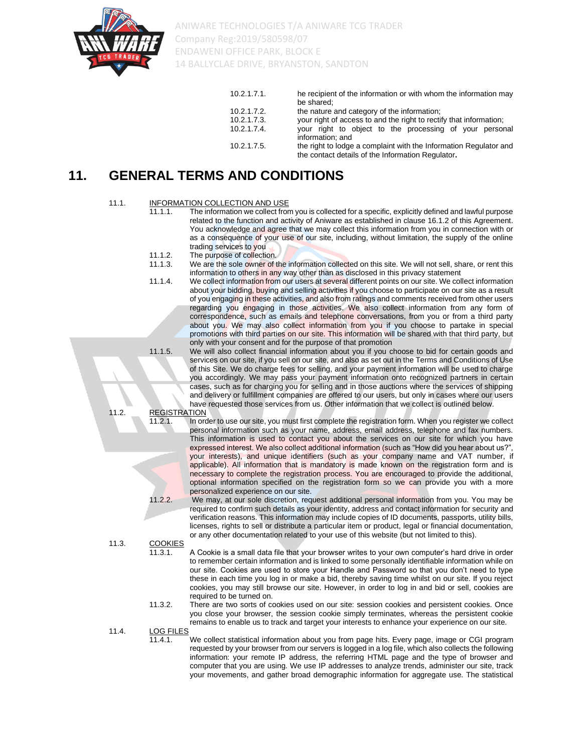10.2.1.7.1. he recipient of the information or with whom the information may be shared;

10.2.1.7.2. the nature and category of the information;

10.2.1.7.3. your right of access to and the right to rectify that information;

10.2.1.7.4. your right to object to the processing of your personal information; and

10.2.1.7.5. the right to lodge a complaint with the Information Regulator and the contact details of the Information Regulator**.**

# 11. GENERAL TERMS AND CONDITIONS

11.1. <u>INFORMATION COLLECTION AND USE</u>

11.1.1. The information we collect from you is collected for a specific, explicitly defined and lawful purpose related to the function and activity of Aniware as established in clause 16.1.2 of this Agreement. You acknowledge and agree that we may collect this information from you in connection with or as a consequence of your use of our site, including, without limitation, the supply of the online trading services to you

11.1.2. The purpose of collection.

11.1.3. We are the sole owner of the information collected on this site. We will not sell, share, or rent this information to others in any way other than as disclosed in this privacy statement

11.1.4. We collect information from our users at several different points on our site. We collect information about your bidding, buying and selling activities if you choose to participate on our site as a result of you engaging in these activities, and also from ratings and comments received from other users regarding you engaging in those activities. We also collect information from any form of correspondence, such as emails and telephone conversations, from you or from a third party about you. We may also collect information from you if you choose to partake in special promotions with third parties on our site. This information will be shared with that third party, but only with your consent and for the purpose of that promotion

11.1.5. We will also collect financial information about you if you choose to bid for certain goods and services on our site, if you sell on our site, and also as set out in the Terms and Conditions of Use of this Site. We do charge fees for selling, and your payment information will be used to charge you accordingly. We may pass your payment information onto recognized partners in certain cases, such as for charging you for selling and in those auctions where the services of shipping and delivery or fulfillment companies are offered to our users, but only in cases where our users have requested those services from us. Other information that we collect is outlined below.

11.2. <u>REGISTRATION</u>

11.2.1. In order to use our site, you must first complete the registration form. When you register we collect personal information such as your name, address, email address, telephone and fax numbers. This information is used to contact you about the services on our site for which you have expressed interest. We also collect additional information (such as "How did you hear about us?", your interests), and unique identifiers (such as your company name and VAT number, if applicable). All information that is mandatory is made known on the registration form and is necessary to complete the registration process. You are encouraged to provide the additional, optional information specified on the registration form so we can provide you with a more personalized experience on our site.

11.2.2. We may, at our sole discretion, request additional personal information from you. You may be required to confirm such details as your identity, address and contact information for security and verification reasons. This information may include copies of ID documents, passports, utility bills, licenses, rights to sell or distribute a particular item or product, legal or financial documentation, or any other documentation related to your use of this website (but not limited to this).

11.3. <u>COOKIES</u>

11.3.1. A Cookie is a small data file that your browser writes to your own computer's hard drive in order to remember certain information and is linked to some personally identifiable information while on our site. Cookies are used to store your Handle and Password so that you don't need to type these in each time you log in or make a bid, thereby saving time whilst on our site. If you reject cookies, you may still browse our site. However, in order to log in and bid or sell, cookies are required to be turned on.

11.3.2. There are two sorts of cookies used on our site: session cookies and persistent cookies. Once you close your browser, the session cookie simply terminates, whereas the persistent cookie remains to enable us to track and target your interests to enhance your experience on our site.

11.4. <u>LOG FILES</u>

11.4.1. We collect statistical information about you from page hits. Every page, image or CGI program requested by your browser from our servers is logged in a log file, which also collects the following information: your remote IP address, the referring HTML page and the type of browser and computer that you are using. We use IP addresses to analyze trends, administer our site, track your movements, and gather broad demographic information for aggregate use. The statistical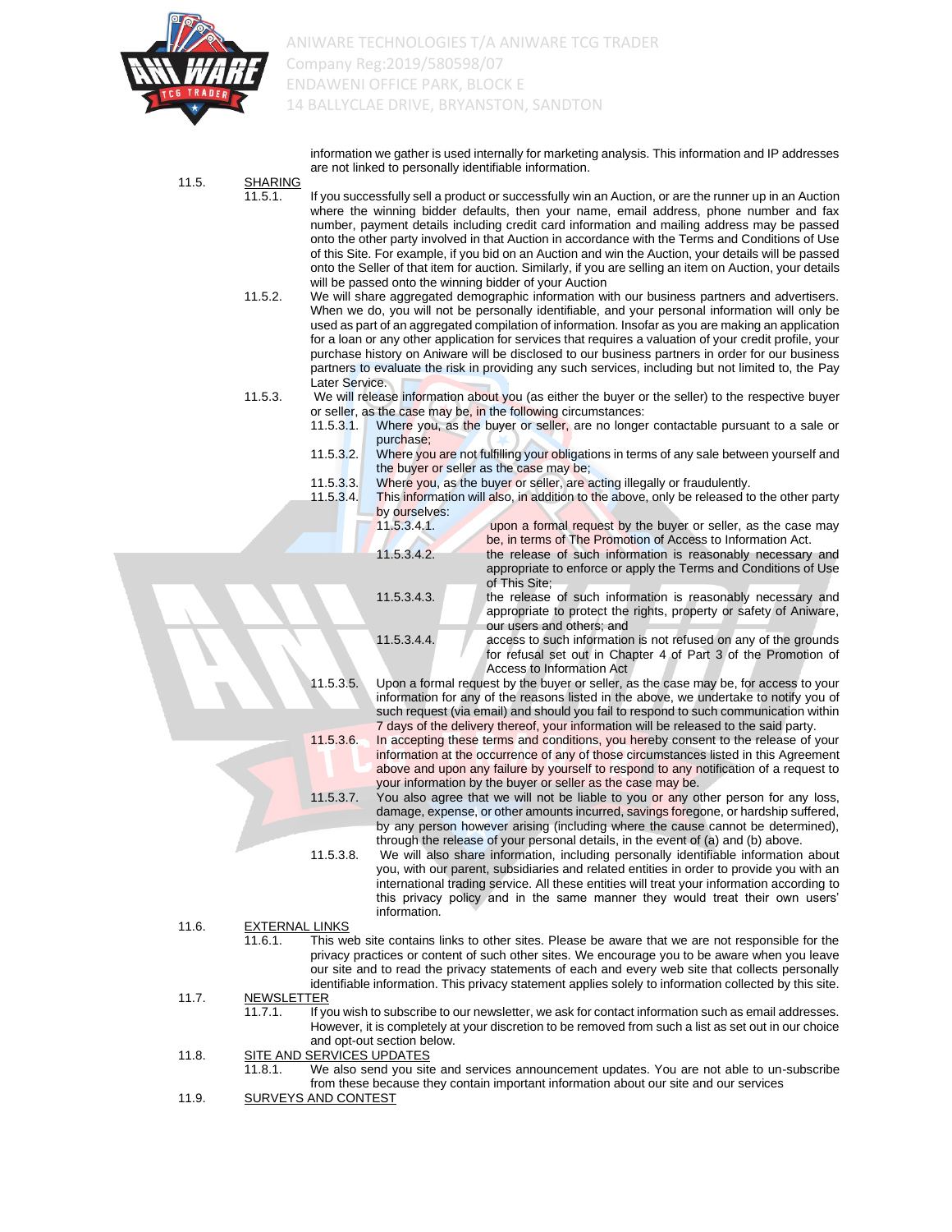information we gather is used internally for marketing analysis. This information and IP addresses are not linked to personally identifiable information.

11.5. SHARING

11.5.1. If you successfully sell a product or successfully win an Auction, or are the runner up in an Auction where the winning bidder defaults, then your name, email address, phone number and fax number, payment details including credit card information and mailing address may be passed onto the other party involved in that Auction in accordance with the Terms and Conditions of Use of this Site. For example, if you bid on an Auction and win the Auction, your details will be passed onto the Seller of that item for auction. Similarly, if you are selling an item on Auction, your details will be passed onto the winning bidder of your Auction

11.5.2. We will share aggregated demographic information with our business partners and advertisers. When we do, you will not be personally identifiable, and your personal information will only be used as part of an aggregated compilation of information. Insofar as you are making an application for a loan or any other application for services that requires a valuation of your credit profile, your purchase history on Aniware will be disclosed to our business partners in order for our business partners to evaluate the risk in providing any such services, including but not limited to, the Pay Later Service.

11.5.3. We will release information about you (as either the buyer or the seller) to the respective buyer or seller, as the case may be, in the following circumstances:

11.5.3.1. Where you, as the buyer or seller, are no longer contactable pursuant to a sale or purchase;

11.5.3.2. Where you are not fulfilling your obligations in terms of any sale between yourself and the buyer or seller as the case may be;

11.5.3.3. Where you, as the buyer or seller, are acting illegally or fraudulently.

11.5.3.4. This information will also, in addition to the above, only be released to the other party by ourselves:

11.5.3.4.1. upon a formal request by the buyer or seller, as the case may be, in terms of The Promotion of Access to Information Act.

11.5.3.4.2. the release of such information is reasonably necessary and appropriate to enforce or apply the Terms and Conditions of Use of This Site;

11.5.3.4.3. the release of such information is reasonably necessary and appropriate to protect the rights, property or safety of Aniware, our users and others; and

11.5.3.4.4. access to such information is not refused on any of the grounds for refusal set out in Chapter 4 of Part 3 of the Promotion of Access to Information Act

11.5.3.5. Upon a formal request by the buyer or seller, as the case may be, for access to your information for any of the reasons listed in the above, we undertake to notify you of such request (via email) and should you fail to respond to such communication within 7 days of the delivery thereof, your information will be released to the said party.

11.5.3.6. In accepting these terms and conditions, you hereby consent to the release of your information at the occurrence of any of those circumstances listed in this Agreement above and upon any failure by yourself to respond to any notification of a request to your information by the buyer or seller as the case may be.

11.5.3.7. You also agree that we will not be liable to you or any other person for any loss, damage, expense, or other amounts incurred, savings foregone, or hardship suffered, by any person however arising (including where the cause cannot be determined), through the release of your personal details, in the event of (a) and (b) above.

11.5.3.8. We will also share information, including personally identifiable information about you, with our parent, subsidiaries and related entities in order to provide you with an international trading service. All these entities will treat your information according to this privacy policy and in the same manner they would treat their own users' information.

11.6. EXTERNAL LINKS

11.6.1. This web site contains links to other sites. Please be aware that we are not responsible for the privacy practices or content of such other sites. We encourage you to be aware when you leave our site and to read the privacy statements of each and every web site that collects personally identifiable information. This privacy statement applies solely to information collected by this site.

11.7. NEWSLETTER

11.7.1. If you wish to subscribe to our newsletter, we ask for contact information such as email addresses. However, it is completely at your discretion to be removed from such a list as set out in our choice and opt-out section below.

11.8. SITE AND SERVICES UPDATES

11.8.1. We also send you site and services announcement updates. You are not able to un-subscribe from these because they contain important information about our site and our services

11.9. SURVEYS AND CONTEST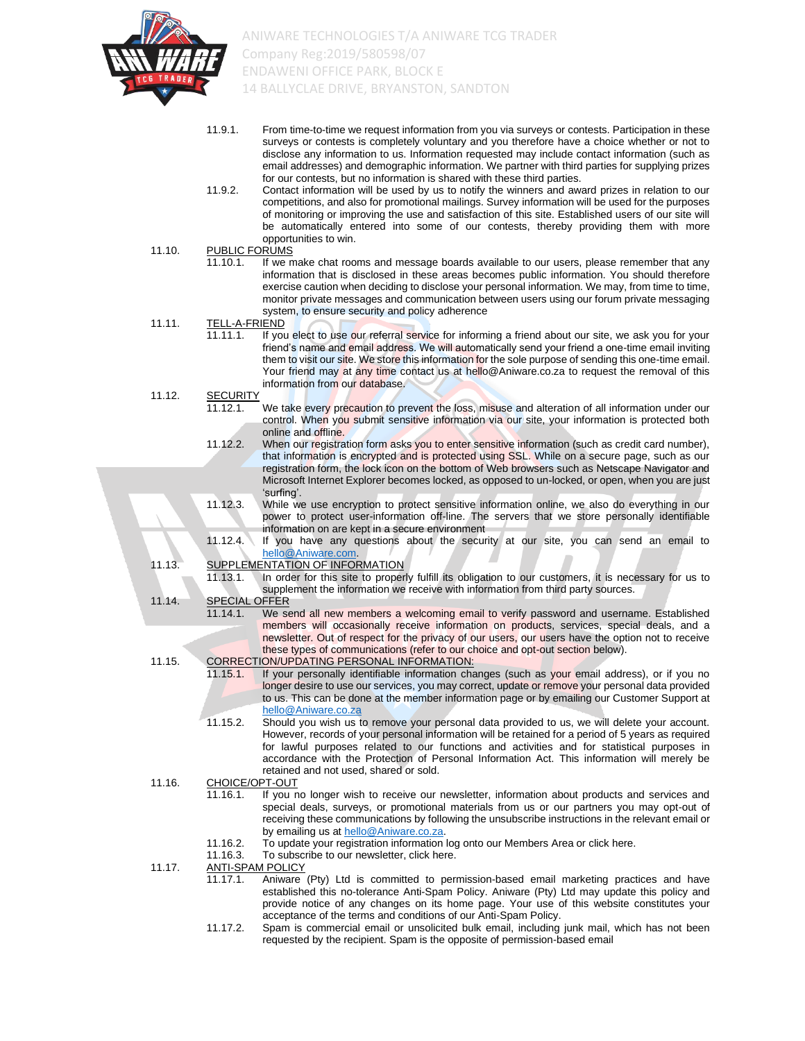11.9.1. From time-to-time we request information from you via surveys or contests. Participation in these surveys or contests is completely voluntary and you therefore have a choice whether or not to disclose any information to us. Information requested may include contact information (such as email addresses) and demographic information. We partner with third parties for supplying prizes for our contests, but no information is shared with these third parties.

11.9.2. Contact information will be used by us to notify the winners and award prizes in relation to our competitions, and also for promotional mailings. Survey information will be used for the purposes of monitoring or improving the use and satisfaction of this site. Established users of our site will be automatically entered into some of our contests, thereby providing them with more opportunities to win.

11.10. PUBLIC FORUMS

11.10.1. If we make chat rooms and message boards available to our users, please remember that any information that is disclosed in these areas becomes public information. You should therefore exercise caution when deciding to disclose your personal information. We may, from time to time, monitor private messages and communication between users using our forum private messaging system, to ensure security and policy adherence

11.11. TELL-A-FRIEND

11.11.1. If you elect to use our referral service for informing a friend about our site, we ask you for your friend's name and email address. We will automatically send your friend a one-time email inviting them to visit our site. We store this information for the sole purpose of sending this one-time email. Your friend may at any time contact us at hello@Aniware.co.za to request the removal of this information from our database.

11.12. SECURITY

11.12.1. We take every precaution to prevent the loss, misuse and alteration of all information under our control. When you submit sensitive information via our site, your information is protected both online and offline.

11.12.2. When our registration form asks you to enter sensitive information (such as credit card number), that information is encrypted and is protected using SSL. While on a secure page, such as our registration form, the lock icon on the bottom of Web browsers such as Netscape Navigator and Microsoft Internet Explorer becomes locked, as opposed to un-locked, or open, when you are just 'surfing'.

11.12.3. While we use encryption to protect sensitive information online, we also do everything in our power to protect user-information off-line. The servers that we store personally identifiable information on are kept in a secure environment

11.12.4. If you have any questions about the security at our site, you can send an email to hello@Aniware.com.

11.13. SUPPLEMENTATION OF INFORMATION

11.13.1. In order for this site to properly fulfill its obligation to our customers, it is necessary for us to supplement the information we receive with information from third party sources.

11.14. SPECIAL OFFER

11.14.1. We send all new members a welcoming email to verify password and username. Established members will occasionally receive information on products, services, special deals, and a newsletter. Out of respect for the privacy of our users, our users have the option not to receive these types of communications (refer to our choice and opt-out section below).

11.15. CORRECTION/UPDATING PERSONAL INFORMATION:

11.15.1. If your personally identifiable information changes (such as your email address), or if you no longer desire to use our services, you may correct, update or remove your personal data provided to us. This can be done at the member information page or by emailing our Customer Support at hello@Aniware.co.za

11.15.2. Should you wish us to remove your personal data provided to us, we will delete your account. However, records of your personal information will be retained for a period of 5 years as required for lawful purposes related to our functions and activities and for statistical purposes in accordance with the Protection of Personal Information Act. This information will merely be retained and not used, shared or sold.

11.16. CHOICE/OPT-OUT

11.16.1. If you no longer wish to receive our newsletter, information about products and services and special deals, surveys, or promotional materials from us or our partners you may opt-out of receiving these communications by following the unsubscribe instructions in the relevant email or by emailing us at hello@Aniware.co.za.

11.16.2. To update your registration information log onto our Members Area or click here.

11.16.3. To subscribe to our newsletter, click here.

11.17. ANTI-SPAM POLICY

11.17.1. Aniware (Pty) Ltd is committed to permission-based email marketing practices and have established this no-tolerance Anti-Spam Policy. Aniware (Pty) Ltd may update this policy and provide notice of any changes on its home page. Your use of this website constitutes your acceptance of the terms and conditions of our Anti-Spam Policy.

11.17.2. Spam is commercial email or unsolicited bulk email, including junk mail, which has not been requested by the recipient. Spam is the opposite of permission-based email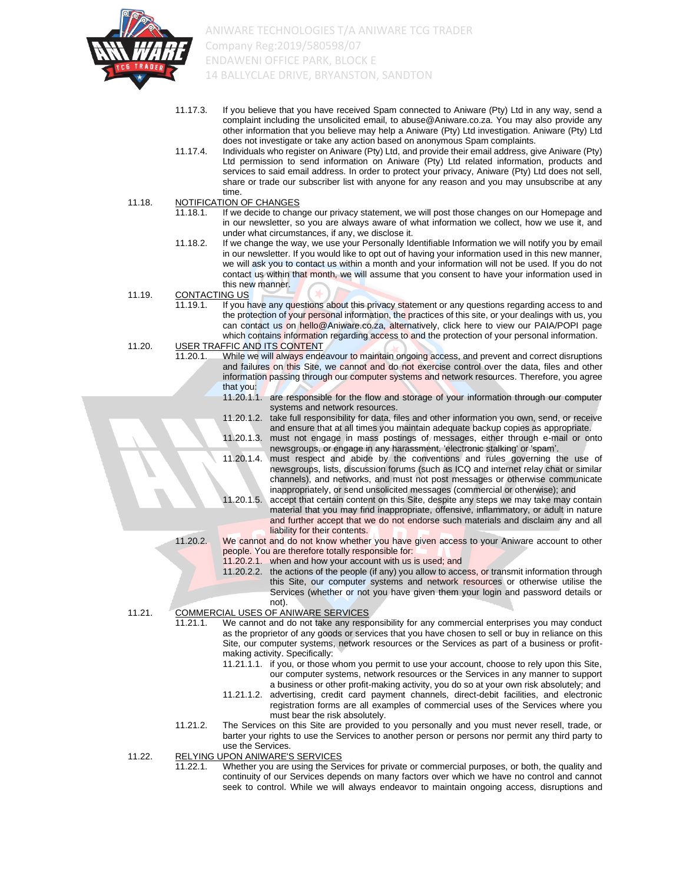11.17.3. If you believe that you have received Spam connected to Aniware (Pty) Ltd in any way, send a complaint including the unsolicited email, to abuse@Aniware.co.za. You may also provide any other information that you believe may help a Aniware (Pty) Ltd investigation. Aniware (Pty) Ltd does not investigate or take any action based on anonymous Spam complaints.

11.17.4. Individuals who register on Aniware (Pty) Ltd, and provide their email address, give Aniware (Pty) Ltd permission to send information on Aniware (Pty) Ltd related information, products and services to said email address. In order to protect your privacy, Aniware (Pty) Ltd does not sell, share or trade our subscriber list with anyone for any reason and you may unsubscribe at any time.

11.18. NOTIFICATION OF CHANGES

11.18.1. If we decide to change our privacy statement, we will post those changes on our Homepage and in our newsletter, so you are always aware of what information we collect, how we use it, and under what circumstances, if any, we disclose it.

11.18.2. If we change the way, we use your Personally Identifiable Information we will notify you by email in our newsletter. If you would like to opt out of having your information used in this new manner, we will ask you to contact us within a month and your information will not be used. If you do not contact us within that month, we will assume that you consent to have your information used in this new manner.

11.19. CONTACTING US

11.19.1. If you have any questions about this privacy statement or any questions regarding access to and the protection of your personal information, the practices of this site, or your dealings with us, you can contact us on hello@Aniware.co.za, alternatively, click here to view our PAIA/POPI page which contains information regarding access to and the protection of your personal information.

11.20. USER TRAFFIC AND ITS CONTENT

11.20.1. While we will always endeavour to maintain ongoing access, and prevent and correct disruptions and failures on this Site, we cannot and do not exercise control over the data, files and other information passing through our computer systems and network resources. Therefore, you agree that you:

11.20.1.1. are responsible for the flow and storage of your information through our computer systems and network resources.

11.20.1.2. take full responsibility for data, files and other information you own, send, or receive and ensure that at all times you maintain adequate backup copies as appropriate.

11.20.1.3. must not engage in mass postings of messages, either through e-mail or onto newsgroups, or engage in any harassment, 'electronic stalking' or 'spam'.

11.20.1.4. must respect and abide by the conventions and rules governing the use of newsgroups, lists, discussion forums (such as ICQ and internet relay chat or similar channels), and networks, and must not post messages or otherwise communicate inappropriately, or send unsolicited messages (commercial or otherwise); and

11.20.1.5. accept that certain content on this Site, despite any steps we may take may contain material that you may find inappropriate, offensive, inflammatory, or adult in nature and further accept that we do not endorse such materials and disclaim any and all liability for their contents.

11.20.2. We cannot and do not know whether you have given access to your Aniware account to other people. You are therefore totally responsible for:

11.20.2.1. when and how your account with us is used; and

11.20.2.2. the actions of the people (if any) you allow to access, or transmit information through this Site, our computer systems and network resources or otherwise utilise the Services (whether or not you have given them your login and password details or not).

11.21. COMMERCIAL USES OF ANIWARE SERVICES

11.21.1. We cannot and do not take any responsibility for any commercial enterprises you may conduct as the proprietor of any goods or services that you have chosen to sell or buy in reliance on this Site, our computer systems, network resources or the Services as part of a business or profit-making activity. Specifically:

11.21.1.1. if you, or those whom you permit to use your account, choose to rely upon this Site, our computer systems, network resources or the Services in any manner to support a business or other profit-making activity, you do so at your own risk absolutely; and

11.21.1.2. advertising, credit card payment channels, direct-debit facilities, and electronic registration forms are all examples of commercial uses of the Services where you must bear the risk absolutely.

11.21.2. The Services on this Site are provided to you personally and you must never resell, trade, or barter your rights to use the Services to another person or persons nor permit any third party to use the Services.

11.22. RELYING UPON ANIWARE'S SERVICES

11.22.1. Whether you are using the Services for private or commercial purposes, or both, the quality and continuity of our Services depends on many factors over which we have no control and cannot seek to control. While we will always endeavor to maintain ongoing access, disruptions and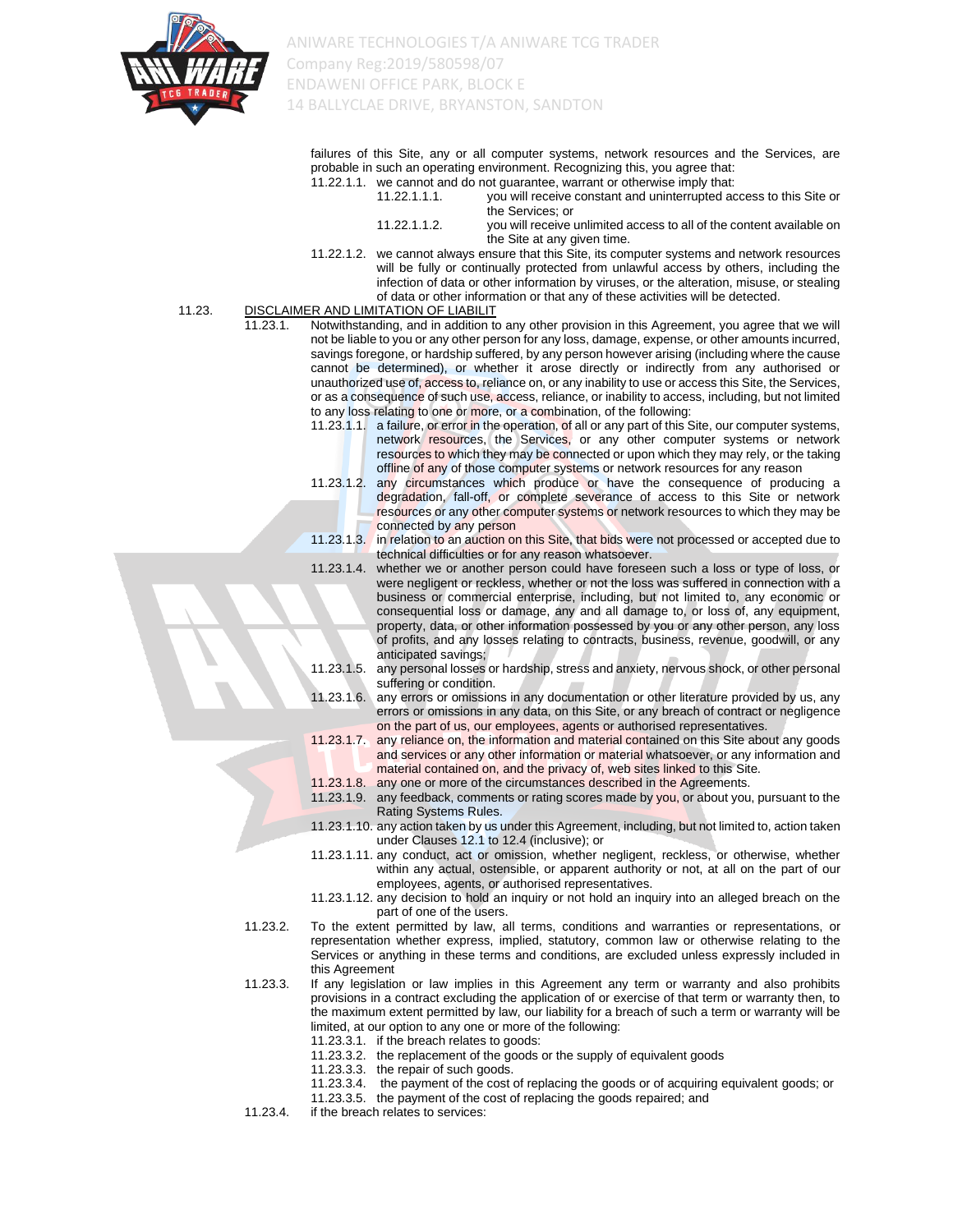failures of this Site, any or all computer systems, network resources and the Services, are probable in such an operating environment. Recognizing this, you agree that:

11.22.1.1. we cannot and do not guarantee, warrant or otherwise imply that:

11.22.1.1.1. you will receive constant and uninterrupted access to this Site or the Services; or

11.22.1.1.2. you will receive unlimited access to all of the content available on the Site at any given time.

11.22.1.2. we cannot always ensure that this Site, its computer systems and network resources will be fully or continually protected from unlawful access by others, including the infection of data or other information by viruses, or the alteration, misuse, or stealing of data or other information or that any of these activities will be detected.

11.23. <u>DISCLAIMER AND LIMITATION OF LIABILIT</u>

11.23.1. Notwithstanding, and in addition to any other provision in this Agreement, you agree that we will not be liable to you or any other person for any loss, damage, expense, or other amounts incurred, savings foregone, or hardship suffered, by any person however arising (including where the cause cannot be determined), or whether it arose directly or indirectly from any authorised or unauthorized use of, access to, reliance on, or any inability to use or access this Site, the Services, or as a consequence of such use, access, reliance, or inability to access, including, but not limited to any loss relating to one or more, or a combination, of the following:

11.23.1.1. a failure, or error in the operation, of all or any part of this Site, our computer systems, network resources, the Services, or any other computer systems or network resources to which they may be connected or upon which they may rely, or the taking offline of any of those computer systems or network resources for any reason

11.23.1.2. any circumstances which produce or have the consequence of producing a degradation, fall-off, or complete severance of access to this Site or network resources or any other computer systems or network resources to which they may be connected by any person

11.23.1.3. in relation to an auction on this Site, that bids were not processed or accepted due to technical difficulties or for any reason whatsoever.

11.23.1.4. whether we or another person could have foreseen such a loss or type of loss, or were negligent or reckless, whether or not the loss was suffered in connection with a business or commercial enterprise, including, but not limited to, any economic or consequential loss or damage, any and all damage to, or loss of, any equipment, property, data, or other information possessed by you or any other person, any loss of profits, and any losses relating to contracts, business, revenue, goodwill, or any anticipated savings;

11.23.1.5. any personal losses or hardship, stress and anxiety, nervous shock, or other personal suffering or condition.

11.23.1.6. any errors or omissions in any documentation or other literature provided by us, any errors or omissions in any data, on this Site, or any breach of contract or negligence on the part of us, our employees, agents or authorised representatives.

11.23.1.7. any reliance on, the information and material contained on this Site about any goods and services or any other information or material whatsoever, or any information and material contained on, and the privacy of, web sites linked to this Site.

11.23.1.8. any one or more of the circumstances described in the Agreements.

11.23.1.9. any feedback, comments or rating scores made by you, or about you, pursuant to the Rating Systems Rules.

11.23.1.10. any action taken by us under this Agreement, including, but not limited to, action taken under Clauses 12.1 to 12.4 (inclusive); or

11.23.1.11. any conduct, act or omission, whether negligent, reckless, or otherwise, whether within any actual, ostensible, or apparent authority or not, at all on the part of our employees, agents, or authorised representatives.

11.23.1.12. any decision to hold an inquiry or not hold an inquiry into an alleged breach on the part of one of the users.

11.23.2. To the extent permitted by law, all terms, conditions and warranties or representations, or representation whether express, implied, statutory, common law or otherwise relating to the Services or anything in these terms and conditions, are excluded unless expressly included in this Agreement

11.23.3. If any legislation or law implies in this Agreement any term or warranty and also prohibits provisions in a contract excluding the application of or exercise of that term or warranty then, to the maximum extent permitted by law, our liability for a breach of such a term or warranty will be limited, at our option to any one or more of the following:

11.23.3.1. if the breach relates to goods:

11.23.3.2. the replacement of the goods or the supply of equivalent goods

11.23.3.3. the repair of such goods.

11.23.3.4. the payment of the cost of replacing the goods or of acquiring equivalent goods; or

11.23.3.5. the payment of the cost of replacing the goods repaired; and

11.23.4. if the breach relates to services: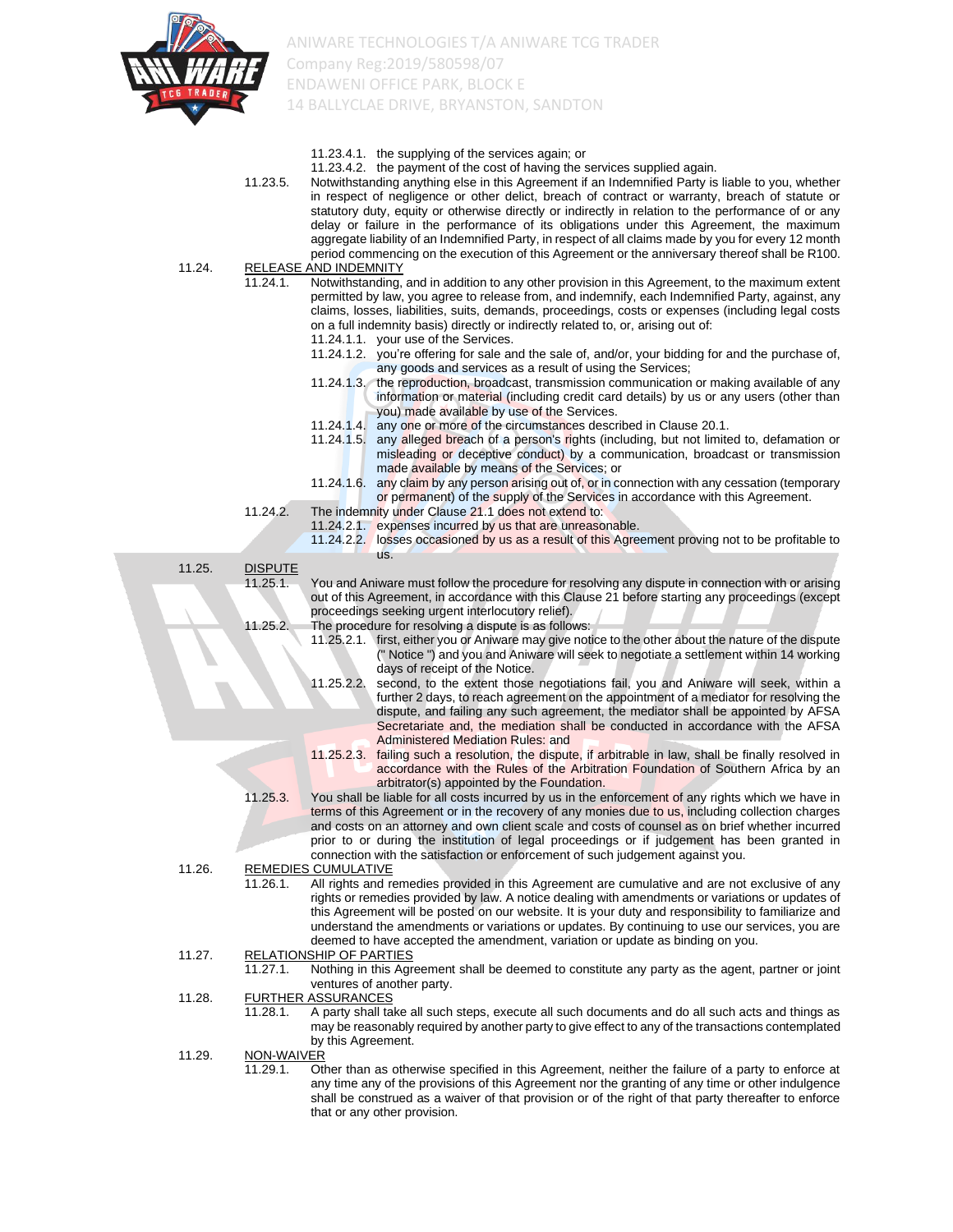11.23.4.1. the supplying of the services again; or

11.23.4.2. the payment of the cost of having the services supplied again.

11.23.5. Notwithstanding anything else in this Agreement if an Indemnified Party is liable to you, whether in respect of negligence or other delict, breach of contract or warranty, breach of statute or statutory duty, equity or otherwise directly or indirectly in relation to the performance of or any delay or failure in the performance of its obligations under this Agreement, the maximum aggregate liability of an Indemnified Party, in respect of all claims made by you for every 12 month period commencing on the execution of this Agreement or the anniversary thereof shall be R100.

11.24. RELEASE AND INDEMNITY

11.24.1. Notwithstanding, and in addition to any other provision in this Agreement, to the maximum extent permitted by law, you agree to release from, and indemnify, each Indemnified Party, against, any claims, losses, liabilities, suits, demands, proceedings, costs or expenses (including legal costs on a full indemnity basis) directly or indirectly related to, or, arising out of:

11.24.1.1. your use of the Services.

11.24.1.2. you're offering for sale and the sale of, and/or, your bidding for and the purchase of, any goods and services as a result of using the Services;

11.24.1.3. the reproduction, broadcast, transmission communication or making available of any information or material (including credit card details) by us or any users (other than you) made available by use of the Services.

11.24.1.4. any one or more of the circumstances described in Clause 20.1.

11.24.1.5. any alleged breach of a person's rights (including, but not limited to, defamation or misleading or deceptive conduct) by a communication, broadcast or transmission made available by means of the Services; or

11.24.1.6. any claim by any person arising out of, or in connection with any cessation (temporary or permanent) of the supply of the Services in accordance with this Agreement.

11.24.2. The indemnity under Clause 21.1 does not extend to:

11.24.2.1. expenses incurred by us that are unreasonable.

11.24.2.2. losses occasioned by us as a result of this Agreement proving not to be profitable to us.

11.25. DISPUTE

11.25.1. You and Aniware must follow the procedure for resolving any dispute in connection with or arising out of this Agreement, in accordance with this Clause 21 before starting any proceedings (except proceedings seeking urgent interlocutory relief).

11.25.2. The procedure for resolving a dispute is as follows:

11.25.2.1. first, either you or Aniware may give notice to the other about the nature of the dispute (" Notice ") and you and Aniware will seek to negotiate a settlement within 14 working days of receipt of the Notice.

11.25.2.2. second, to the extent those negotiations fail, you and Aniware will seek, within a further 2 days, to reach agreement on the appointment of a mediator for resolving the dispute, and failing any such agreement, the mediator shall be appointed by AFSA Secretariate and, the mediation shall be conducted in accordance with the AFSA Administered Mediation Rules: and

11.25.2.3. failing such a resolution, the dispute, if arbitrable in law, shall be finally resolved in accordance with the Rules of the Arbitration Foundation of Southern Africa by an arbitrator(s) appointed by the Foundation.

11.25.3. You shall be liable for all costs incurred by us in the enforcement of any rights which we have in terms of this Agreement or in the recovery of any monies due to us, including collection charges and costs on an attorney and own client scale and costs of counsel as on brief whether incurred prior to or during the institution of legal proceedings or if judgement has been granted in connection with the satisfaction or enforcement of such judgement against you.

11.26. REMEDIES CUMULATIVE

11.26.1. All rights and remedies provided in this Agreement are cumulative and are not exclusive of any rights or remedies provided by law. A notice dealing with amendments or variations or updates of this Agreement will be posted on our website. It is your duty and responsibility to familiarize and understand the amendments or variations or updates. By continuing to use our services, you are deemed to have accepted the amendment, variation or update as binding on you.

11.27. RELATIONSHIP OF PARTIES

11.27.1. Nothing in this Agreement shall be deemed to constitute any party as the agent, partner or joint ventures of another party.

11.28. FURTHER ASSURANCES

11.28.1. A party shall take all such steps, execute all such documents and do all such acts and things as may be reasonably required by another party to give effect to any of the transactions contemplated by this Agreement.

11.29. NON-WAIVER

11.29.1. Other than as otherwise specified in this Agreement, neither the failure of a party to enforce at any time any of the provisions of this Agreement nor the granting of any time or other indulgence shall be construed as a waiver of that provision or of the right of that party thereafter to enforce that or any other provision.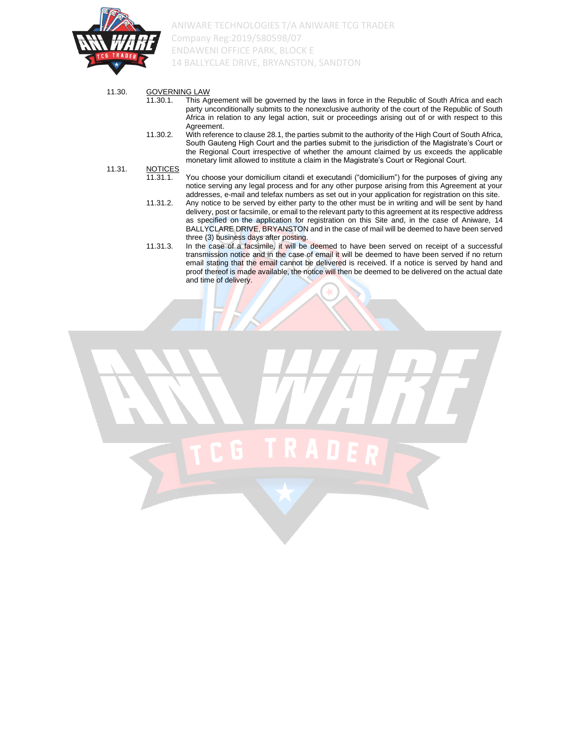11.30. GOVERNING LAW

11.30.1. This Agreement will be governed by the laws in force in the Republic of South Africa and each party unconditionally submits to the nonexclusive authority of the court of the Republic of South Africa in relation to any legal action, suit or proceedings arising out of or with respect to this Agreement.

11.30.2. With reference to clause 28.1, the parties submit to the authority of the High Court of South Africa, South Gauteng High Court and the parties submit to the jurisdiction of the Magistrate's Court or the Regional Court irrespective of whether the amount claimed by us exceeds the applicable monetary limit allowed to institute a claim in the Magistrate's Court or Regional Court.

11.31. NOTICES

11.31.1. You choose your domicilium citandi et executandi ("domicilium") for the purposes of giving any notice serving any legal process and for any other purpose arising from this Agreement at your addresses, e-mail and telefax numbers as set out in your application for registration on this site.

11.31.2. Any notice to be served by either party to the other must be in writing and will be sent by hand delivery, post or facsimile, or email to the relevant party to this agreement at its respective address as specified on the application for registration on this Site and, in the case of Aniware, 14 BALLYCLARE DRIVE, BRYANSTON and in the case of mail will be deemed to have been served three (3) business days after posting.

11.31.3. In the case of a facsimile, it will be deemed to have been served on receipt of a successful transmission notice and in the case of email it will be deemed to have been served if no return email stating that the email cannot be delivered is received. If a notice is served by hand and proof thereof is made available, the notice will then be deemed to be delivered on the actual date and time of delivery.